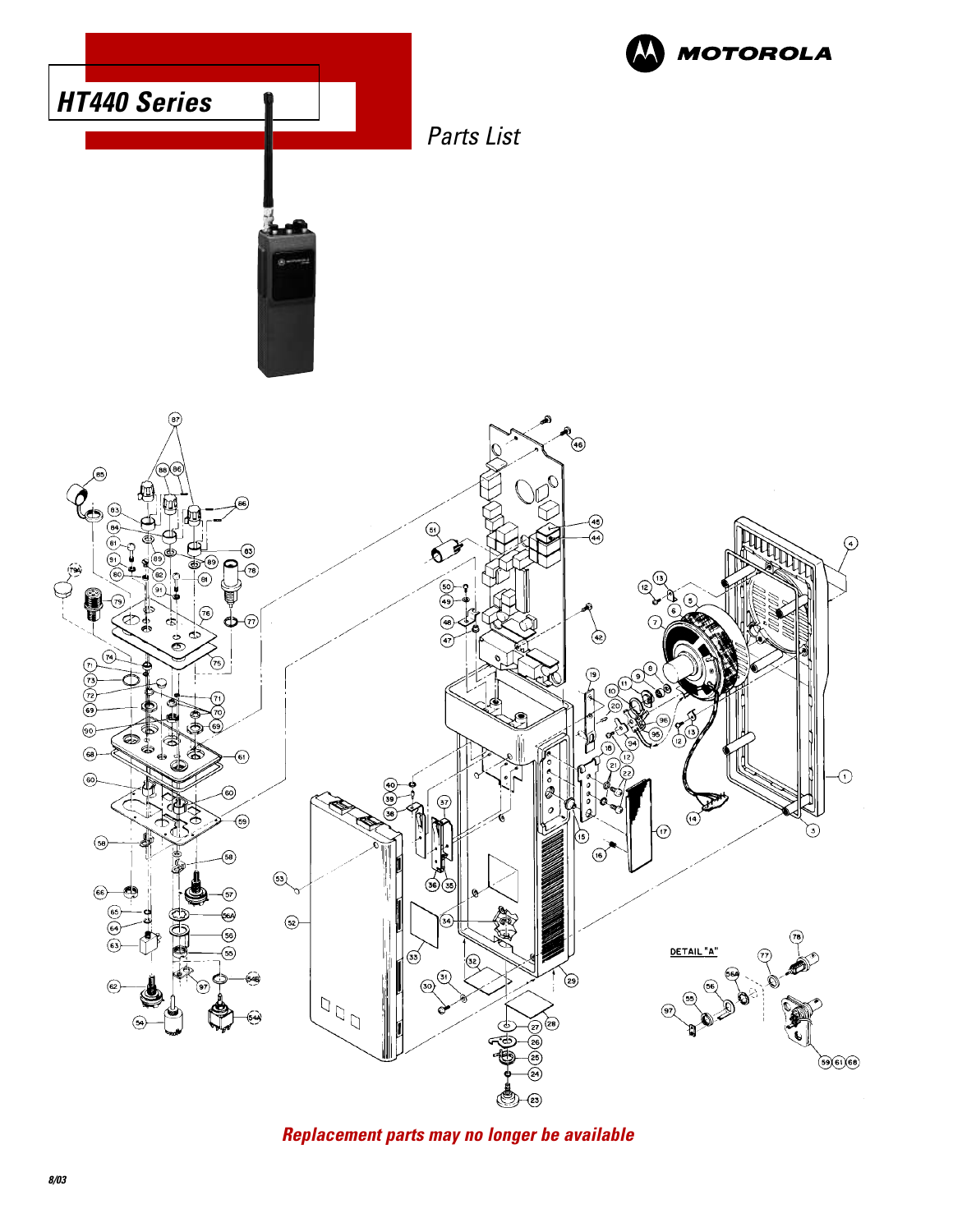# HT440 Series

## Parts List

MOTOROLA

DETAIL "A"

**_Replacement parts may no longer be available_**

_8/03_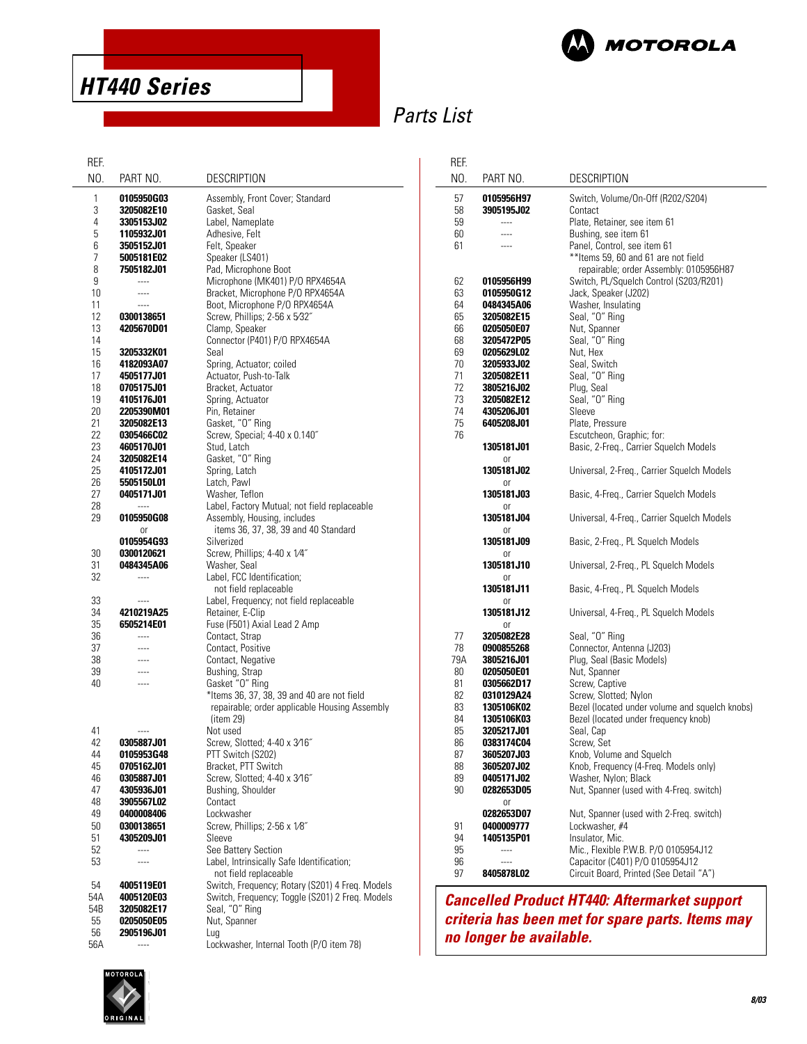# HT440 Series

## Parts List

| REF. NO. | PART NO. | DESCRIPTION |
|---|---|---|
| 1 | **0105950G03** | Assembly, Front Cover; Standard |
| 3 | **3205082E10** | Gasket, Seal |
| 4 | **3305153J02** | Label, Nameplate |
| 5 | **1105932J01** | Adhesive, Felt |
| 6 | **3505152J01** | Felt, Speaker |
| 7 | **5005181E02** | Speaker (LS401) |
| 8 | **7505182J01** | Pad, Microphone Boot |
| 9 | ---- | Microphone (MK401) P/O RPX4654A |
| 10 | ---- | Bracket, Microphone P/O RPX4654A |
| 11 | ---- | Boot, Microphone P/O RPX4654A |
| 12 | **0300138651** | Screw, Phillips; 2-56 x 5⁄32″ |
| 13 | **4205670D01** | Clamp, Speaker |
| 14 | | Connector (P401) P/O RPX4654A |
| 15 | **3205332K01** | Seal |
| 16 | **4182093A07** | Spring, Actuator; coiled |
| 17 | **4505177J01** | Actuator, Push-to-Talk |
| 18 | **0705175J01** | Bracket, Actuator |
| 19 | **4105176J01** | Spring, Actuator |
| 20 | **2205390M01** | Pin, Retainer |
| 21 | **3205082E13** | Gasket, "O" Ring |
| 22 | **0305466C02** | Screw, Special; 4-40 x 0.140″ |
| 23 | **4605170J01** | Stud, Latch |
| 24 | **3205082E14** | Gasket, "O" Ring |
| 25 | **4105172J01** | Spring, Latch |
| 26 | **5505150L01** | Latch, Pawl |
| 27 | **0405171J01** | Washer, Teflon |
| 28 | ---- | Label, Factory Mutual; not field replaceable |
| 29 | **0105950G08** | Assembly, Housing, includes items 36, 37, 38, 39 and 40 Standard |
| | or | |
| | **0105954G93** | Silverized |
| 30 | **0300120621** | Screw, Phillips; 4-40 x 1⁄4″ |
| 31 | **0484345A06** | Washer, Seal |
| 32 | ---- | Label, FCC Identification; not field replaceable |
| 33 | ---- | Label, Frequency; not field replaceable |
| 34 | **4210219A25** | Retainer, E-Clip |
| 35 | **6505214E01** | Fuse (F501) Axial Lead 2 Amp |
| 36 | ---- | Contact, Strap |
| 37 | ---- | Contact, Positive |
| 38 | ---- | Contact, Negative |
| 39 | ---- | Bushing, Strap |
| 40 | ---- | Gasket "O" Ring |
| | | *Items 36, 37, 38, 39 and 40 are not field repairable; order applicable Housing Assembly (item 29) |
| 41 | ---- | Not used |
| 42 | **0305887J01** | Screw, Slotted; 4-40 x 3⁄16″ |
| 44 | **0105953G48** | PTT Switch (S202) |
| 45 | **0705162J01** | Bracket, PTT Switch |
| 46 | **0305887J01** | Screw, Slotted; 4-40 x 3⁄16″ |
| 47 | **4305936J01** | Bushing, Shoulder |
| 48 | **3905567L02** | Contact |
| 49 | **0400008406** | Lockwasher |
| 50 | **0300138651** | Screw, Phillips; 2-56 x 1⁄8″ |
| 51 | **4305209J01** | Sleeve |
| 52 | ---- | See Battery Section |
| 53 | ---- | Label, Intrinsically Safe Identification; not field replaceable |
| 54 | **4005119E01** | Switch, Frequency; Rotary (S201) 4 Freq. Models |
| 54A | **4005120E03** | Switch, Frequency; Toggle (S201) 2 Freq. Models |
| 54B | **3205082E17** | Seal, "O" Ring |
| 55 | **0205050E05** | Nut, Spanner |
| 56 | **2905196J01** | Lug |
| 56A | ---- | Lockwasher, Internal Tooth (P/O item 78) |
| 57 | **0105956H97** | Switch, Volume/On-Off (R202/S204) |
| 58 | **3905195J02** | Contact |
| 59 | ---- | Plate, Retainer, see item 61 |
| 60 | ---- | Bushing, see item 61 |
| 61 | ---- | Panel, Control, see item 61 |
| | | **Items 59, 60 and 61 are not field repairable; order Assembly: 0105956H87 |
| 62 | **0105956H99** | Switch, PL/Squelch Control (S203/R201) |
| 63 | **0105950G12** | Jack, Speaker (J202) |
| 64 | **0484345A06** | Washer, Insulating |
| 65 | **3205082E15** | Seal, "O" Ring |
| 66 | **0205050E07** | Nut, Spanner |
| 68 | **3205472P05** | Seal, "O" Ring |
| 69 | **0205629L02** | Nut, Hex |
| 70 | **3205933J02** | Seal, Switch |
| 71 | **3205082E11** | Seal, "O" Ring |
| 72 | **3805216J02** | Plug, Seal |
| 73 | **3205082E12** | Seal, "O" Ring |
| 74 | **4305206J01** | Sleeve |
| 75 | **6405208J01** | Plate, Pressure |
| 76 | | Escutcheon, Graphic; for: |
| | **1305181J01** | Basic, 2-Freq., Carrier Squelch Models |
| | or | |
| | **1305181J02** | Universal, 2-Freq., Carrier Squelch Models |
| | or | |
| | **1305181J03** | Basic, 4-Freq., Carrier Squelch Models |
| | or | |
| | **1305181J04** | Universal, 4-Freq., Carrier Squelch Models |
| | or | |
| | **1305181J09** | Basic, 2-Freq., PL Squelch Models |
| | or | |
| | **1305181J10** | Universal, 2-Freq., PL Squelch Models |
| | or | |
| | **1305181J11** | Basic, 4-Freq., PL Squelch Models |
| | or | |
| | **1305181J12** | Universal, 4-Freq., PL Squelch Models |
| | or | |
| 77 | **3205082E28** | Seal, "O" Ring |
| 78 | **0900855268** | Connector, Antenna (J203) |
| 79A | **3805216J01** | Plug, Seal (Basic Models) |
| 80 | **0205050E01** | Nut, Spanner |
| 81 | **0305662D17** | Screw, Captive |
| 82 | **0310129A24** | Screw, Slotted; Nylon |
| 83 | **1305106K02** | Bezel (located under volume and squelch knobs) |
| 84 | **1305106K03** | Bezel (located under frequency knob) |
| 85 | **3205217J01** | Seal, Cap |
| 86 | **0383174C04** | Screw, Set |
| 87 | **3605207J03** | Knob, Volume and Squelch |
| 88 | **3605207J02** | Knob, Frequency (4-Freq. Models only) |
| 89 | **0405171J02** | Washer, Nylon; Black |
| 90 | **0282653D05** | Nut, Spanner (used with 4-Freq. switch) |
| | or | |
| | **0282653D07** | Nut, Spanner (used with 2-Freq. switch) |
| 91 | **0400009777** | Lockwasher, #4 |
| 94 | **1405135P01** | Insulator, Mic. |
| 95 | ---- | Mic., Flexible P.W.B. P/O 0105954J12 |
| 96 | ---- | Capacitor (C401) P/O 0105954J12 |
| 97 | **8405878L02** | Circuit Board, Printed (See Detail "A") |

***Cancelled Product HT440: Aftermarket support criteria has been met for spare parts. Items may no longer be available.***

8/03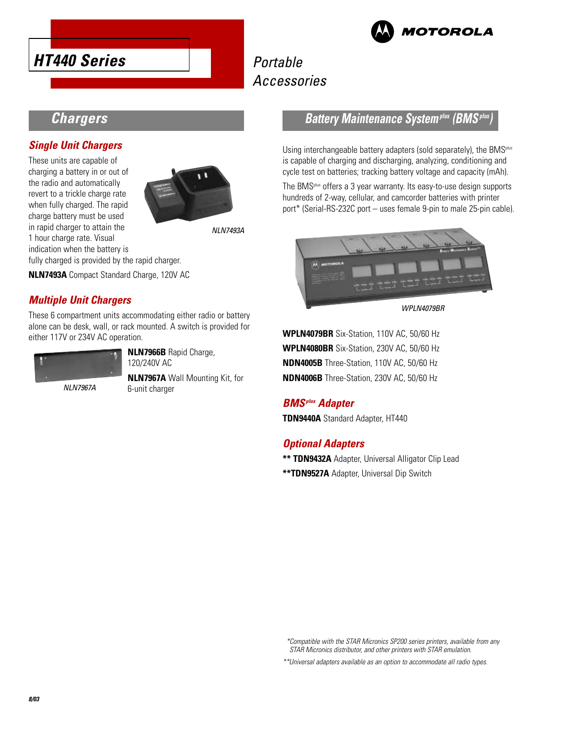# HT440 Series

*Portable Accessories*

MOTOROLA

## Chargers

### Single Unit Chargers

These units are capable of charging a battery in or out of the radio and automatically revert to a trickle charge rate when fully charged. The rapid charge battery must be used in rapid charger to attain the 1 hour charge rate. Visual indication when the battery is fully charged is provided by the rapid charger.

*NLN7493A*

**NLN7493A** Compact Standard Charge, 120V AC

### Multiple Unit Chargers

These 6 compartment units accommodating either radio or battery alone can be desk, wall, or rack mounted. A switch is provided for either 117V or 234V AC operation.

*NLN7967A*

**NLN7966B** Rapid Charge, 120/240V AC

**NLN7967A** Wall Mounting Kit, for 6-unit charger

## Battery Maintenance System^plus (BMS^plus)

Using interchangeable battery adapters (sold separately), the BMS^plus is capable of charging and discharging, analyzing, conditioning and cycle test on batteries; tracking battery voltage and capacity (mAh).

The BMS^plus offers a 3 year warranty. Its easy-to-use design supports hundreds of 2-way, cellular, and camcorder batteries with printer port* (Serial-RS-232C port – uses female 9-pin to male 25-pin cable).

*WPLN4079BR*

**WPLN4079BR** Six-Station, 110V AC, 50/60 Hz

**WPLN4080BR** Six-Station, 230V AC, 50/60 Hz

**NDN4005B** Three-Station, 110V AC, 50/60 Hz

**NDN4006B** Three-Station, 230V AC, 50/60 Hz

### BMS^plus Adapter

**TDN9440A** Standard Adapter, HT440

### Optional Adapters

**\*\* TDN9432A** Adapter, Universal Alligator Clip Lead

**\*\*TDN9527A** Adapter, Universal Dip Switch

*\*Compatible with the STAR Micronics SP200 series printers, available from any STAR Micronics distributor, and other printers with STAR emulation.*

*\*\*Universal adapters available as an option to accommodate all radio types.*

8/03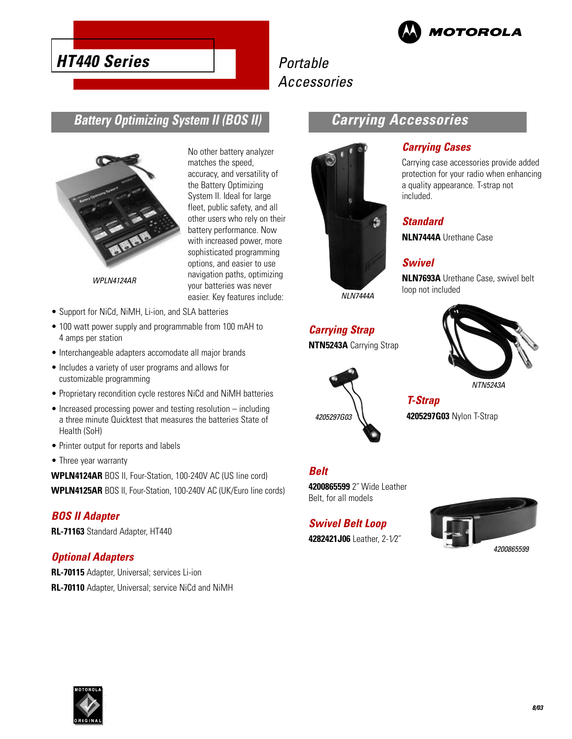# HT440 Series

*Portable Accessories*

## Battery Optimizing System II (BOS II)

*WPLN4124AR*

No other battery analyzer matches the speed, accuracy, and versatility of the Battery Optimizing System II. Ideal for large fleet, public safety, and all other users who rely on their battery performance. Now with increased power, more sophisticated programming options, and easier to use navigation paths, optimizing your batteries was never easier. Key features include:

- Support for NiCd, NiMH, Li-ion, and SLA batteries
- 100 watt power supply and programmable from 100 mAH to 4 amps per station
- Interchangeable adapters accomodate all major brands
- Includes a variety of user programs and allows for customizable programming
- Proprietary recondition cycle restores NiCd and NiMH batteries
- Increased processing power and testing resolution – including a three minute Quicktest that measures the batteries State of Health (SoH)
- Printer output for reports and labels
- Three year warranty

**WPLN4124AR** BOS II, Four-Station, 100-240V AC (US line cord)
**WPLN4125AR** BOS II, Four-Station, 100-240V AC (UK/Euro line cords)

### BOS II Adapter

**RL-71163** Standard Adapter, HT440

### Optional Adapters

**RL-70115** Adapter, Universal; services Li-ion
**RL-70110** Adapter, Universal; service NiCd and NiMH

## Carrying Accessories

*NLN7444A*

### Carrying Cases

Carrying case accessories provide added protection for your radio when enhancing a quality appearance. T-strap not included.

### Standard

**NLN7444A** Urethane Case

### Swivel

**NLN7693A** Urethane Case, swivel belt loop not included

### Carrying Strap

**NTN5243A** Carrying Strap

*NTN5243A*

*4205297G03*

### T-Strap

**4205297G03** Nylon T-Strap

### Belt

**4200865599** 2˝ Wide Leather Belt, for all models

### Swivel Belt Loop

**4282421J06** Leather, 2-1⁄2˝

*4200865599*

8/03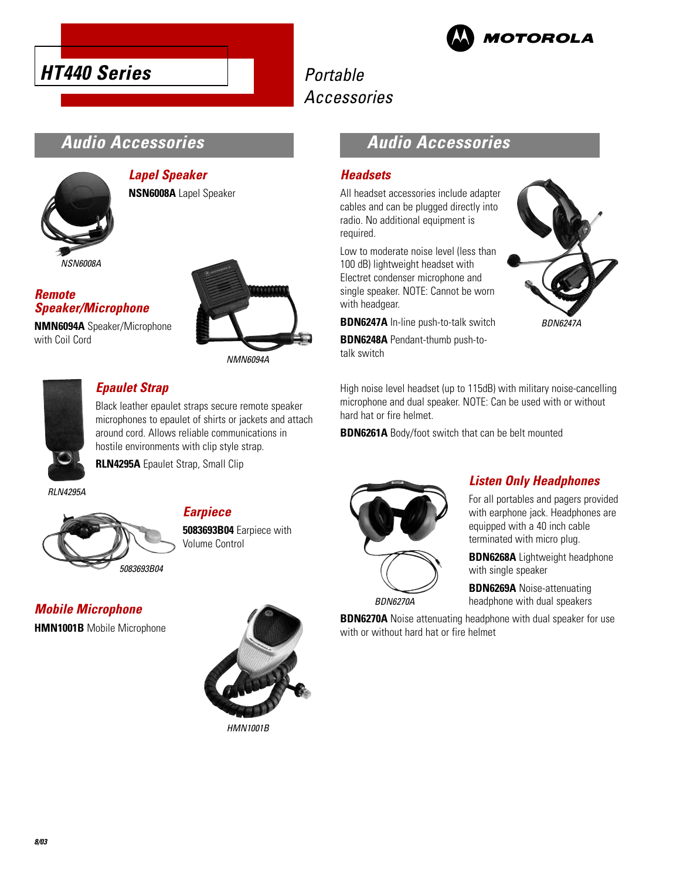# HT440 Series

## Portable Accessories

## Audio Accessories

### Lapel Speaker

**NSN6008A** Lapel Speaker

NSN6008A

### Remote Speaker/Microphone

**NMN6094A** Speaker/Microphone with Coil Cord

NMN6094A

### Epaulet Strap

Black leather epaulet straps secure remote speaker microphones to epaulet of shirts or jackets and attach around cord. Allows reliable communications in hostile environments with clip style strap.

**RLN4295A** Epaulet Strap, Small Clip

RLN4295A

### Earpiece

**5083693B04** Earpiece with Volume Control

5083693B04

### Mobile Microphone

**HMN1001B** Mobile Microphone

HMN1001B

## Audio Accessories

### Headsets

All headset accessories include adapter cables and can be plugged directly into radio. No additional equipment is required.

Low to moderate noise level (less than 100 dB) lightweight headset with Electret condenser microphone and single speaker. NOTE: Cannot be worn with headgear.

**BDN6247A** In-line push-to-talk switch

**BDN6248A** Pendant-thumb push-to-talk switch

BDN6247A

High noise level headset (up to 115dB) with military noise-cancelling microphone and dual speaker. NOTE: Can be used with or without hard hat or fire helmet.

**BDN6261A** Body/foot switch that can be belt mounted

### Listen Only Headphones

For all portables and pagers provided with earphone jack. Headphones are equipped with a 40 inch cable terminated with micro plug.

**BDN6268A** Lightweight headphone with single speaker

**BDN6269A** Noise-attenuating headphone with dual speakers

**BDN6270A** Noise attenuating headphone with dual speaker for use with or without hard hat or fire helmet

BDN6270A

8/03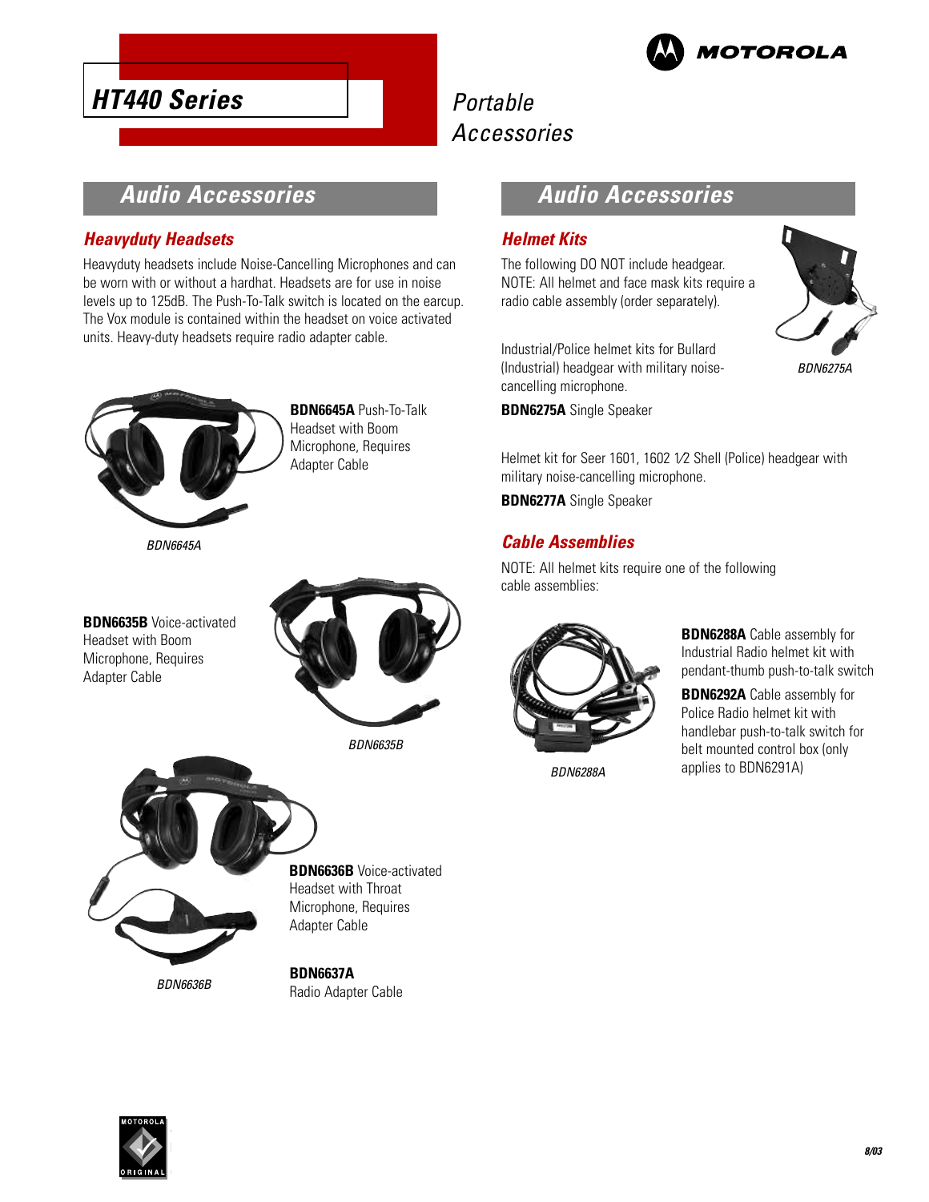# HT440 Series

Portable Accessories

## Audio Accessories

### Heavyduty Headsets

Heavyduty headsets include Noise-Cancelling Microphones and can be worn with or without a hardhat. Headsets are for use in noise levels up to 125dB. The Push-To-Talk switch is located on the earcup. The Vox module is contained within the headset on voice activated units. Heavy-duty headsets require radio adapter cable.

**BDN6645A** Push-To-Talk Headset with Boom Microphone, Requires Adapter Cable

*BDN6645A*

**BDN6635B** Voice-activated Headset with Boom Microphone, Requires Adapter Cable

*BDN6635B*

**BDN6636B** Voice-activated Headset with Throat Microphone, Requires Adapter Cable

*BDN6636B*

**BDN6637A**
Radio Adapter Cable

## Audio Accessories

### Helmet Kits

The following DO NOT include headgear. NOTE: All helmet and face mask kits require a radio cable assembly (order separately).

Industrial/Police helmet kits for Bullard (Industrial) headgear with military noise-cancelling microphone.

**BDN6275A** Single Speaker

*BDN6275A*

Helmet kit for Seer 1601, 1602 1⁄2 Shell (Police) headgear with military noise-cancelling microphone.

**BDN6277A** Single Speaker

### Cable Assemblies

NOTE: All helmet kits require one of the following cable assemblies:

**BDN6288A** Cable assembly for Industrial Radio helmet kit with pendant-thumb push-to-talk switch

**BDN6292A** Cable assembly for Police Radio helmet kit with handlebar push-to-talk switch for belt mounted control box (only applies to BDN6291A)

*BDN6288A*

8/03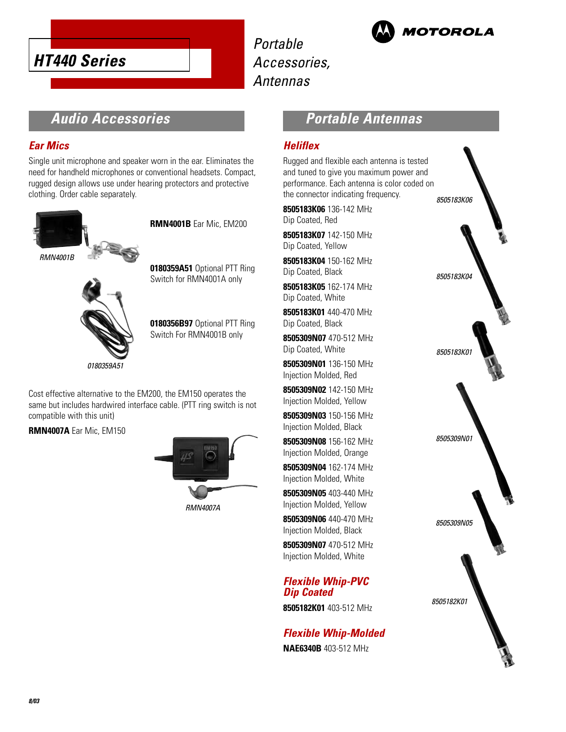# HT440 Series

*Portable Accessories, Antennas*

MOTOROLA

## Audio Accessories

### Ear Mics

Single unit microphone and speaker worn in the ear. Eliminates the need for handheld microphones or conventional headsets. Compact, rugged design allows use under hearing protectors and protective clothing. Order cable separately.

*RMN4001B*

**RMN4001B** Ear Mic, EM200

**0180359A51** Optional PTT Ring Switch for RMN4001A only

**0180356B97** Optional PTT Ring Switch For RMN4001B only

*0180359A51*

Cost effective alternative to the EM200, the EM150 operates the same but includes hardwired interface cable. (PTT ring switch is not compatible with this unit)

**RMN4007A** Ear Mic, EM150

*RMN4007A*

## Portable Antennas

### Heliflex

Rugged and flexible each antenna is tested and tuned to give you maximum power and performance. Each antenna is color coded on the connector indicating frequency.

**8505183K06** 136-142 MHz
Dip Coated, Red

**8505183K07** 142-150 MHz
Dip Coated, Yellow

**8505183K04** 150-162 MHz
Dip Coated, Black

**8505183K05** 162-174 MHz
Dip Coated, White

**8505183K01** 440-470 MHz
Dip Coated, Black

**8505309N07** 470-512 MHz
Dip Coated, White

**8505309N01** 136-150 MHz
Injection Molded, Red

**8505309N02** 142-150 MHz
Injection Molded, Yellow

**8505309N03** 150-156 MHz
Injection Molded, Black

**8505309N08** 156-162 MHz
Injection Molded, Orange

**8505309N04** 162-174 MHz
Injection Molded, White

**8505309N05** 403-440 MHz
Injection Molded, Yellow

**8505309N06** 440-470 MHz
Injection Molded, Black

**8505309N07** 470-512 MHz
Injection Molded, White

### Flexible Whip-PVC Dip Coated

**8505182K01** 403-512 MHz

### Flexible Whip-Molded

**NAE6340B** 403-512 MHz

*8505183K06*

*8505183K04*

*8505183K01*

*8505309N01*

*8505309N05*

*8505182K01*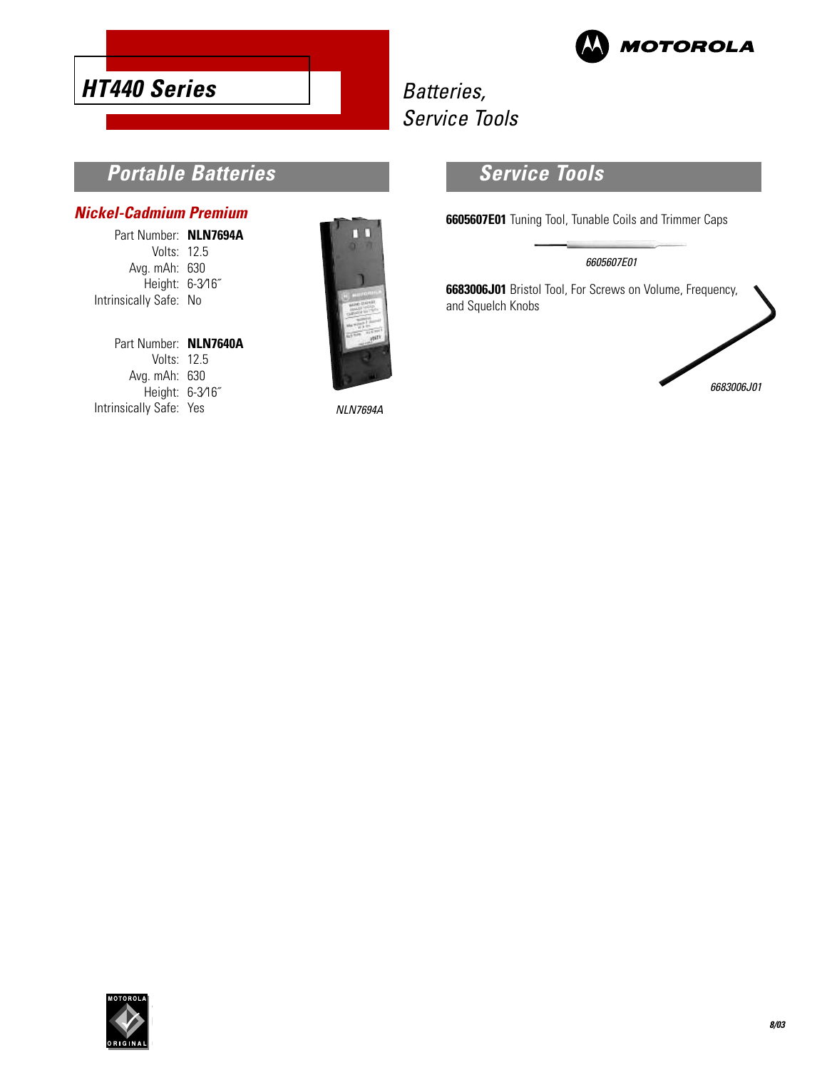# HT440 Series

Batteries,
Service Tools

## Portable Batteries

### Nickel-Cadmium Premium

Part Number: **NLN7694A**
Volts: 12.5
Avg. mAh: 630
Height: 6-3⁄16˝
Intrinsically Safe: No

Part Number: **NLN7640A**
Volts: 12.5
Avg. mAh: 630
Height: 6-3⁄16˝
Intrinsically Safe: Yes

*NLN7694A*

## Service Tools

**6605607E01** Tuning Tool, Tunable Coils and Trimmer Caps

*6605607E01*

**6683006J01** Bristol Tool, For Screws on Volume, Frequency, and Squelch Knobs

*6683006J01*

8/03